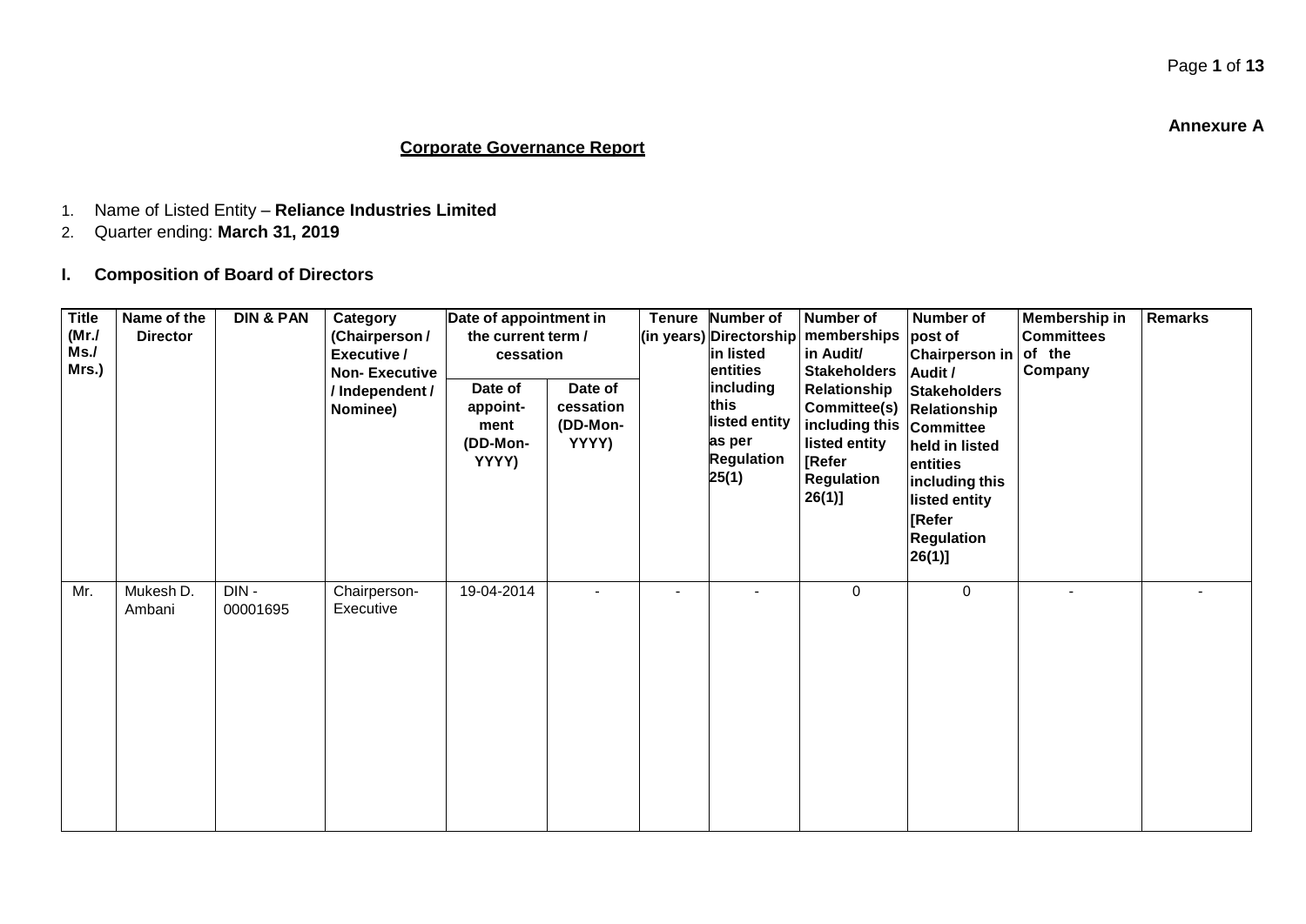**Annexure A**

## Corporate Governance Report

1. Name of Listed Entity – **Reliance Industries Limited**
2. Quarter ending: **March 31, 2019**

### I. Composition of Board of Directors

| Title (Mr./ Ms./ Mrs.) | Name of the Director | DIN & PAN | Category (Chairperson / Executive / Non- Executive / Independent / Nominee) | Date of appointment in the current term / cessation | | Tenure (in years) | Number of Directorship in listed entities including this listed entity as per Regulation 25(1) | Number of memberships in Audit/ Stakeholders Relationship Committee(s) including this listed entity [Refer Regulation 26(1)] | Number of post of Chairperson in Audit / Stakeholders Relationship Committee held in listed entities including this listed entity [Refer Regulation 26(1)] | Membership in Committees of the Company | Remarks |
|---|---|---|---|---|---|---|---|---|---|---|---|
| | | | | Date of appoint-ment (DD-Mon-YYYY) | Date of cessation (DD-Mon-YYYY) | | | | | | |
| Mr. | Mukesh D. Ambani | DIN - 00001695 | Chairperson- Executive | 19-04-2014 | - | - | - | 0 | 0 | - | - |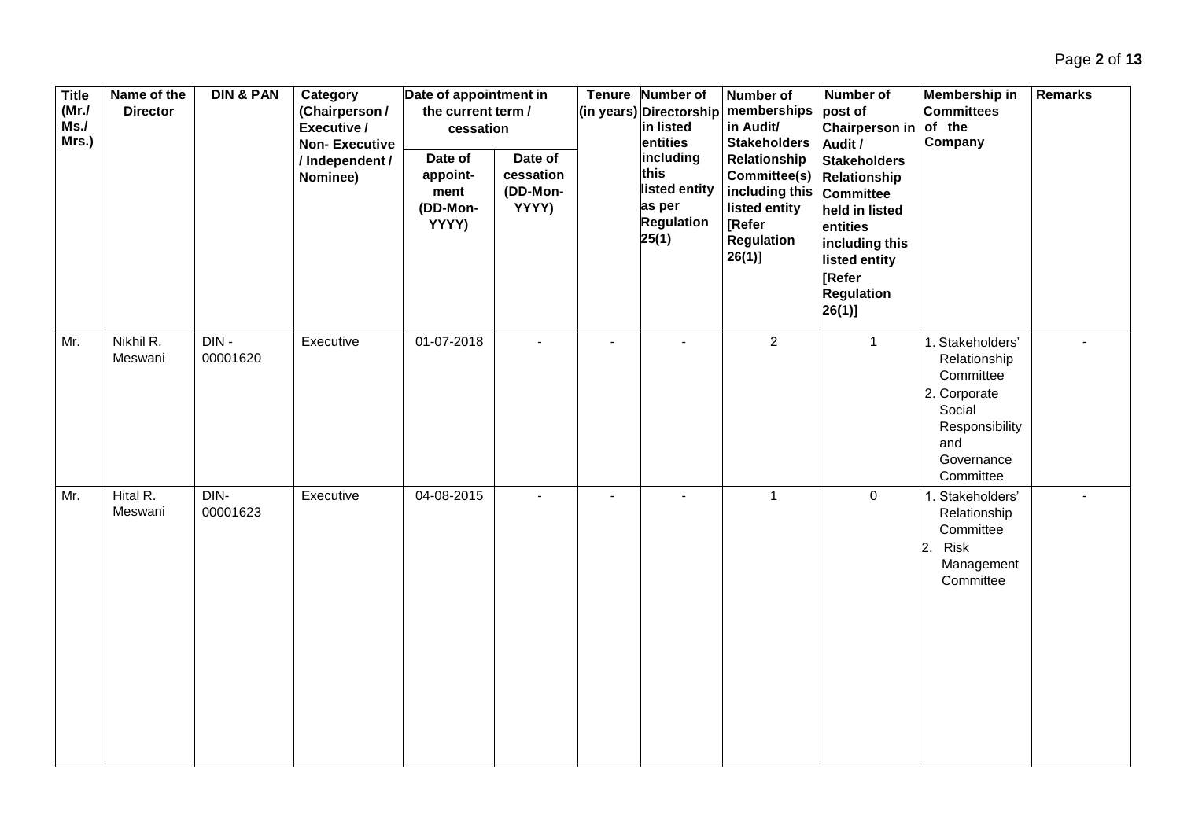| Title (Mr./ Ms./ Mrs.) | Name of the Director | DIN & PAN | Category (Chairperson / Executive / Non- Executive / Independent / Nominee) | Date of appointment in the current term / cessation | | Tenure (in years) | Number of Directorship in listed entities including this listed entity as per Regulation 25(1) | Number of memberships in Audit/ Stakeholders Relationship Committee(s) including this listed entity [Refer Regulation 26(1)] | Number of post of Chairperson in Audit / Stakeholders Relationship Committee held in listed entities including this listed entity [Refer Regulation 26(1)] | Membership in Committees of the Company | Remarks |
|---|---|---|---|---|---|---|---|---|---|---|---|
| | | | | Date of appoint-ment (DD-Mon-YYYY) | Date of cessation (DD-Mon-YYYY) | | | | | | |
| Mr. | Nikhil R. Meswani | DIN - 00001620 | Executive | 01-07-2018 | - | - | - | 2 | 1 | 1. Stakeholders' Relationship Committee 2. Corporate Social Responsibility and Governance Committee | - |
| Mr. | Hital R. Meswani | DIN- 00001623 | Executive | 04-08-2015 | - | - | - | 1 | 0 | 1. Stakeholders' Relationship Committee 2. Risk Management Committee | - |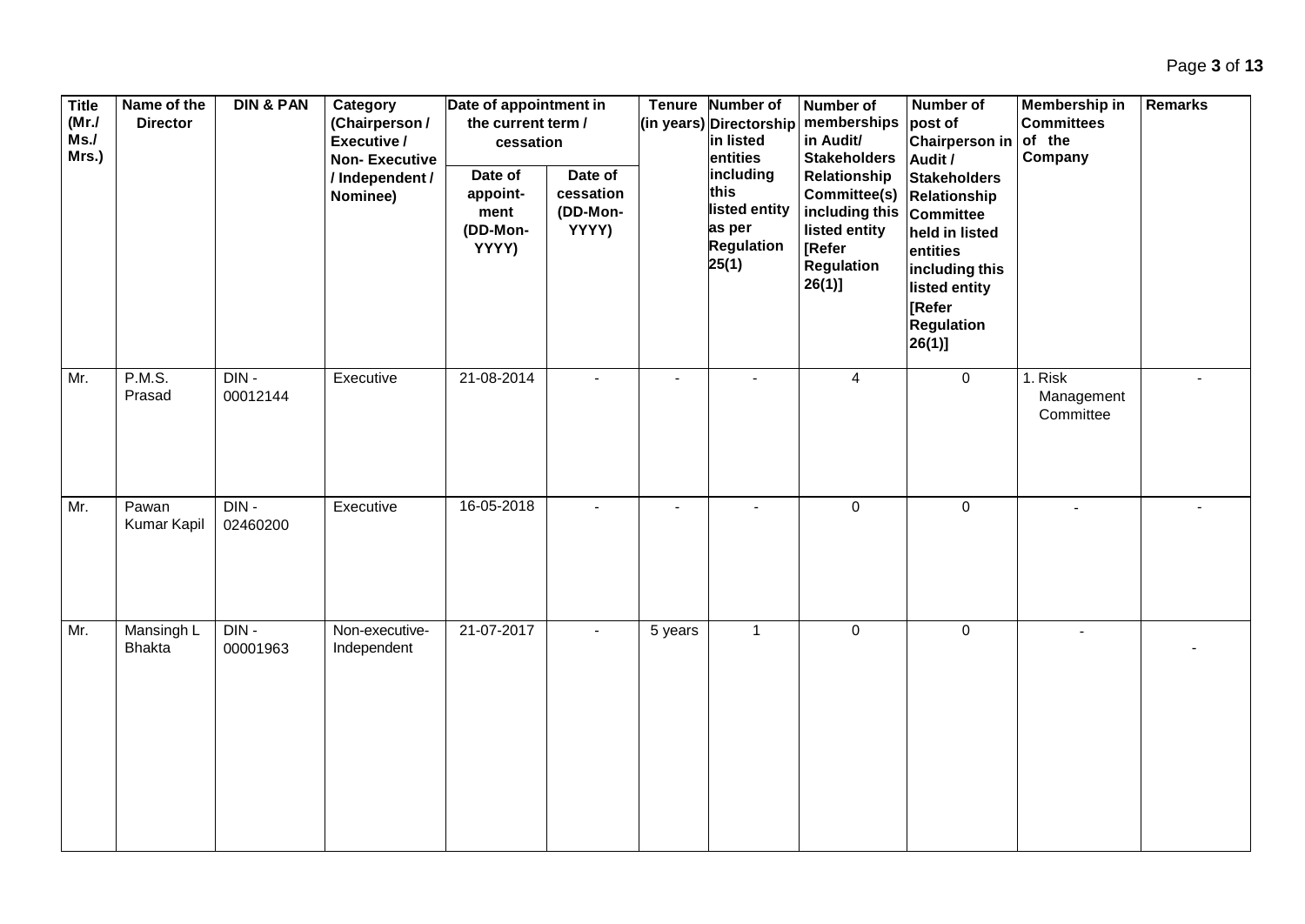| Title (Mr./ Ms./ Mrs.) | Name of the Director | DIN & PAN | Category (Chairperson / Executive / Non- Executive / Independent / Nominee) | Date of appointment in the current term / cessation | | Tenure (in years) | Number of Directorship in listed entities including this listed entity as per Regulation 25(1) | Number of memberships in Audit/ Stakeholders Relationship Committee(s) including this listed entity [Refer Regulation 26(1)] | Number of post of Chairperson in Audit / Stakeholders Relationship Committee held in listed entities including this listed entity [Refer Regulation 26(1)] | Membership in Committees of the Company | Remarks |
|---|---|---|---|---|---|---|---|---|---|---|---|
| | | | | Date of appoint-ment (DD-Mon-YYYY) | Date of cessation (DD-Mon-YYYY) | | | | | | |
| Mr. | P.M.S. Prasad | DIN - 00012144 | Executive | 21-08-2014 | - | - | - | 4 | 0 | 1. Risk Management Committee | - |
| Mr. | Pawan Kumar Kapil | DIN - 02460200 | Executive | 16-05-2018 | - | - | - | 0 | 0 | - | - |
| Mr. | Mansingh L Bhakta | DIN - 00001963 | Non-executive-Independent | 21-07-2017 | - | 5 years | 1 | 0 | 0 | - | - |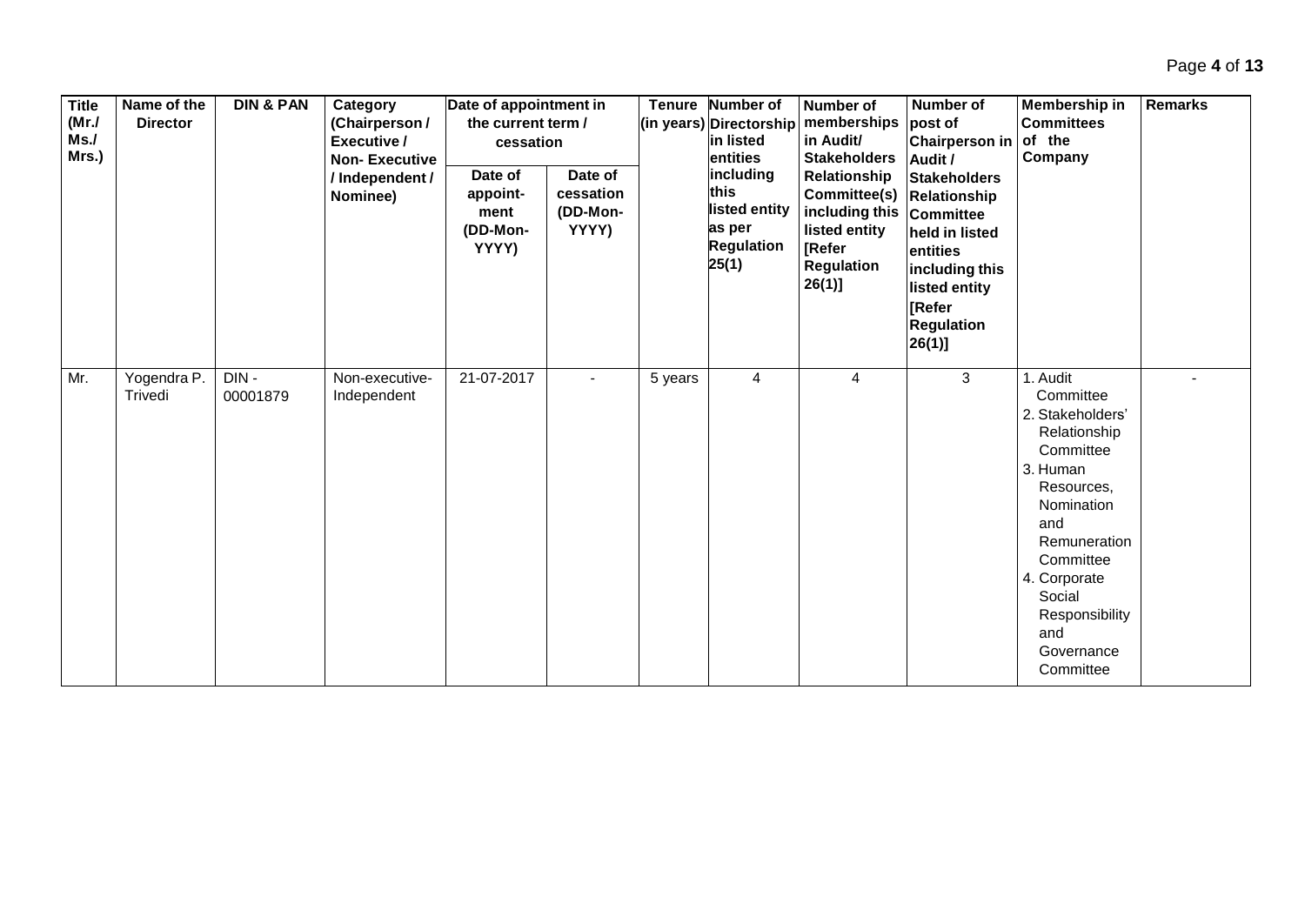| Title (Mr./ Ms./ Mrs.) | Name of the Director | DIN & PAN | Category (Chairperson / Executive / Non- Executive / Independent / Nominee) | Date of appointment in the current term / cessation | | Tenure (in years) | Number of Directorship in listed entities including this listed entity as per Regulation 25(1) | Number of memberships in Audit/ Stakeholders Relationship Committee(s) including this listed entity [Refer Regulation 26(1)] | Number of post of Chairperson in Audit / Stakeholders Relationship Committee held in listed entities including this listed entity [Refer Regulation 26(1)] | Membership in Committees of the Company | Remarks |
|---|---|---|---|---|---|---|---|---|---|---|---|
| | | | | Date of appoint-ment (DD-Mon-YYYY) | Date of cessation (DD-Mon-YYYY) | | | | | | |
| Mr. | Yogendra P. Trivedi | DIN - 00001879 | Non-executive-Independent | 21-07-2017 | - | 5 years | 4 | 4 | 3 | 1. Audit Committee 2. Stakeholders' Relationship Committee 3. Human Resources, Nomination and Remuneration Committee 4. Corporate Social Responsibility and Governance Committee | - |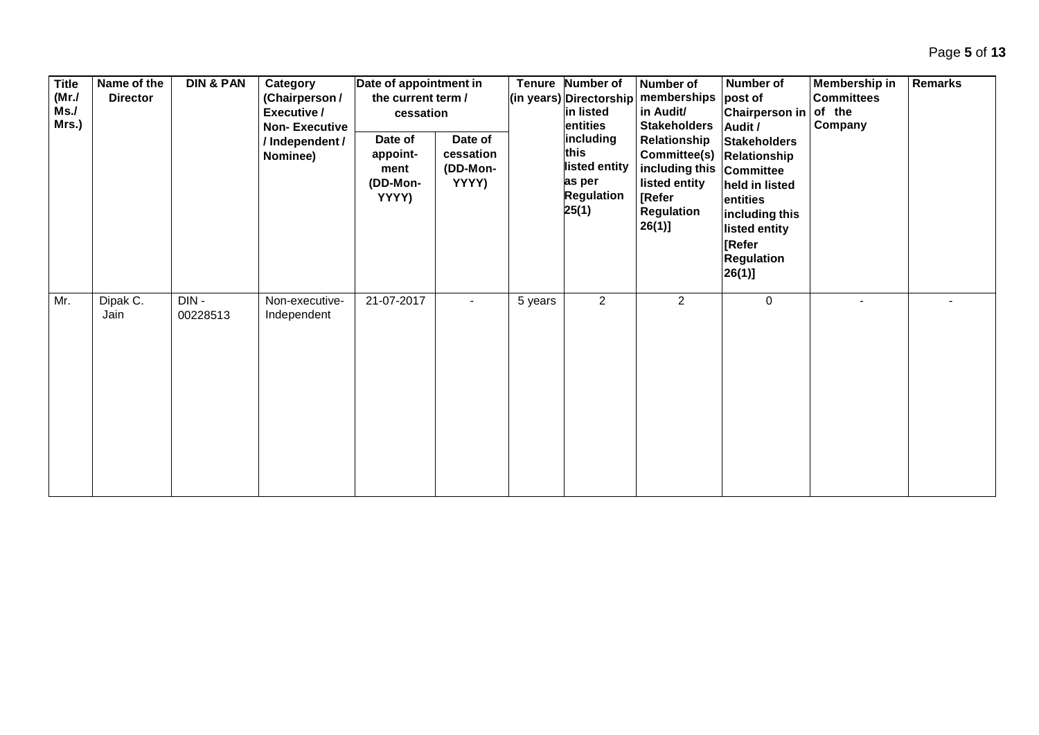| Title (Mr./ Ms./ Mrs.) | Name of the Director | DIN & PAN | Category (Chairperson / Executive / Non- Executive / Independent / Nominee) | Date of appointment in the current term / cessation | | Tenure (in years) | Number of Directorship in listed entities including this listed entity as per Regulation 25(1) | Number of memberships in Audit/ Stakeholders Relationship Committee(s) including this listed entity [Refer Regulation 26(1)] | Number of post of Chairperson in Audit / Stakeholders Relationship Committee held in listed entities including this listed entity [Refer Regulation 26(1)] | Membership in Committees of the Company | Remarks |
|---|---|---|---|---|---|---|---|---|---|---|---|
| | | | | Date of appoint- ment (DD-Mon- YYYY) | Date of cessation (DD-Mon- YYYY) | | | | | | |
| Mr. | Dipak C. Jain | DIN - 00228513 | Non-executive- Independent | 21-07-2017 | - | 5 years | 2 | 2 | 0 | - | - |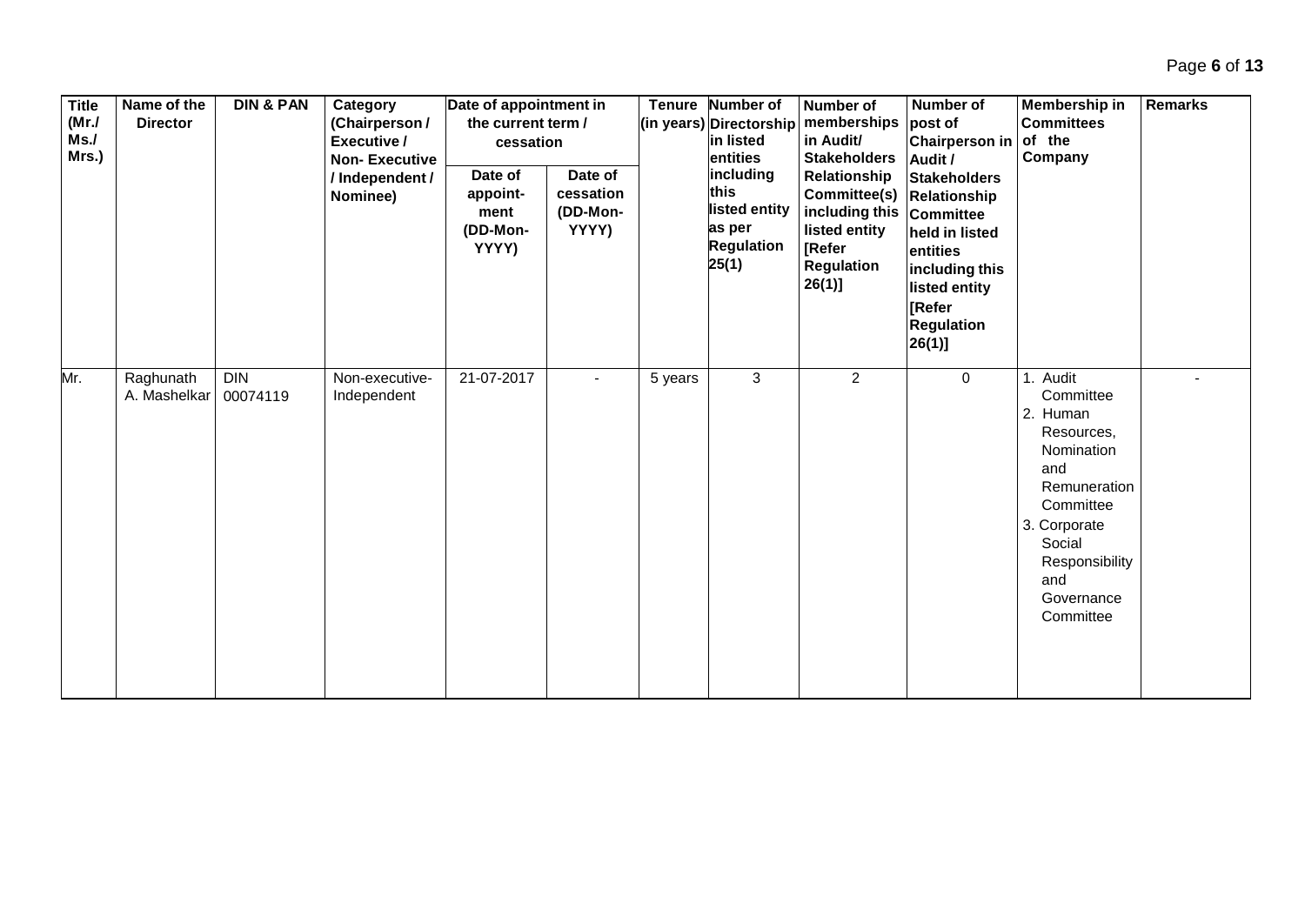| Title (Mr./ Ms./ Mrs.) | Name of the Director | DIN & PAN | Category (Chairperson / Executive / Non- Executive / Independent / Nominee) | Date of appointment in the current term / cessation | | Tenure (in years) | Number of Directorship in listed entities including this listed entity as per Regulation 25(1) | Number of memberships in Audit/ Stakeholders Relationship Committee(s) including this listed entity [Refer Regulation 26(1)] | Number of post of Chairperson in Audit / Stakeholders Relationship Committee held in listed entities including this listed entity [Refer Regulation 26(1)] | Membership in Committees of the Company | Remarks |
|---|---|---|---|---|---|---|---|---|---|---|---|
| | | | | Date of appoint-ment (DD-Mon-YYYY) | Date of cessation (DD-Mon-YYYY) | | | | | | |
| Mr. | Raghunath A. Mashelkar | DIN 00074119 | Non-executive-Independent | 21-07-2017 | - | 5 years | 3 | 2 | 0 | 1. Audit Committee 2. Human Resources, Nomination and Remuneration Committee 3. Corporate Social Responsibility and Governance Committee | - |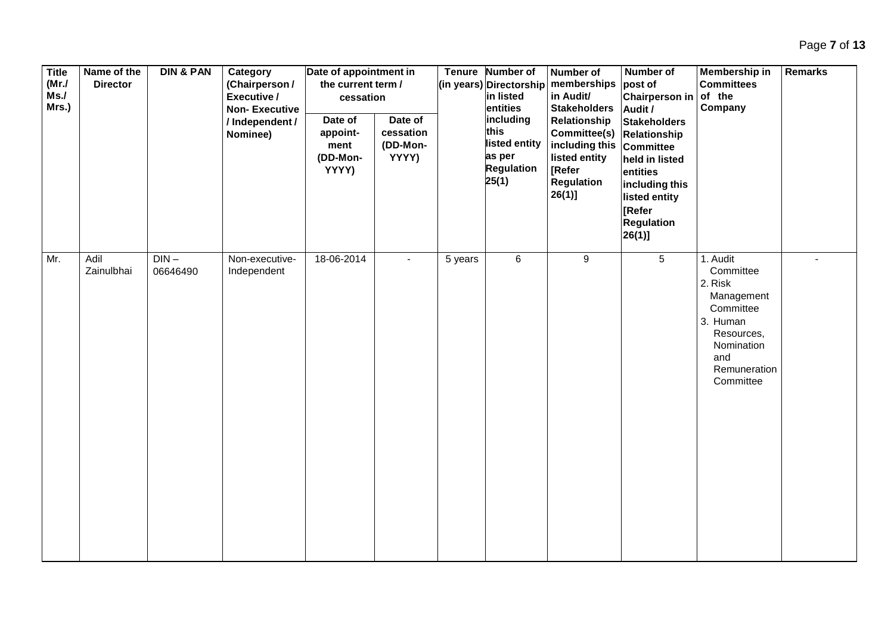| Title (Mr./ Ms./ Mrs.) | Name of the Director | DIN & PAN | Category (Chairperson / Executive / Non- Executive / Independent / Nominee) | Date of appointment in the current term / cessation | | Tenure (in years) | Number of Directorship in listed entities including this listed entity as per Regulation 25(1) | Number of memberships in Audit/ Stakeholders Relationship Committee(s) including this listed entity [Refer Regulation 26(1)] | Number of post of Chairperson in Audit / Stakeholders Relationship Committee held in listed entities including this listed entity [Refer Regulation 26(1)] | Membership in Committees of the Company | Remarks |
|---|---|---|---|---|---|---|---|---|---|---|---|
| | | | | Date of appoint-ment (DD-Mon-YYYY) | Date of cessation (DD-Mon-YYYY) | | | | | | |
| Mr. | Adil Zainulbhai | DIN – 06646490 | Non-executive-Independent | 18-06-2014 | - | 5 years | 6 | 9 | 5 | 1. Audit Committee 2. Risk Management Committee 3. Human Resources, Nomination and Remuneration Committee | - |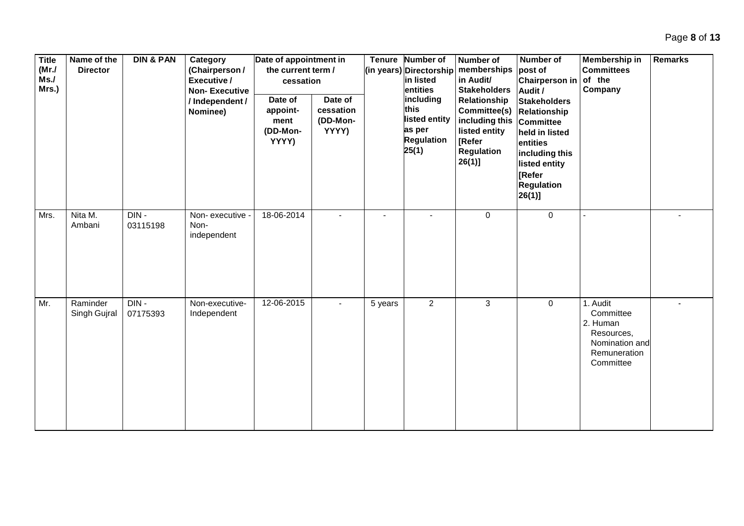| Title (Mr./ Ms./ Mrs.) | Name of the Director | DIN & PAN | Category (Chairperson / Executive / Non- Executive / Independent / Nominee) | Date of appointment in the current term / cessation | | Tenure (in years) | Number of Directorship in listed entities including this listed entity as per Regulation 25(1) | Number of memberships in Audit/ Stakeholders Relationship Committee(s) including this listed entity [Refer Regulation 26(1)] | Number of post of Chairperson in Audit / Stakeholders Relationship Committee held in listed entities including this listed entity [Refer Regulation 26(1)] | Membership in Committees of the Company | Remarks |
|---|---|---|---|---|---|---|---|---|---|---|---|
| | | | | Date of appoint-ment (DD-Mon-YYYY) | Date of cessation (DD-Mon-YYYY) | | | | | | |
| Mrs. | Nita M. Ambani | DIN - 03115198 | Non- executive - Non- independent | 18-06-2014 | - | - | - | 0 | 0 | - | - |
| Mr. | Raminder Singh Gujral | DIN - 07175393 | Non-executive- Independent | 12-06-2015 | - | 5 years | 2 | 3 | 0 | 1. Audit Committee 2. Human Resources, Nomination and Remuneration Committee | - |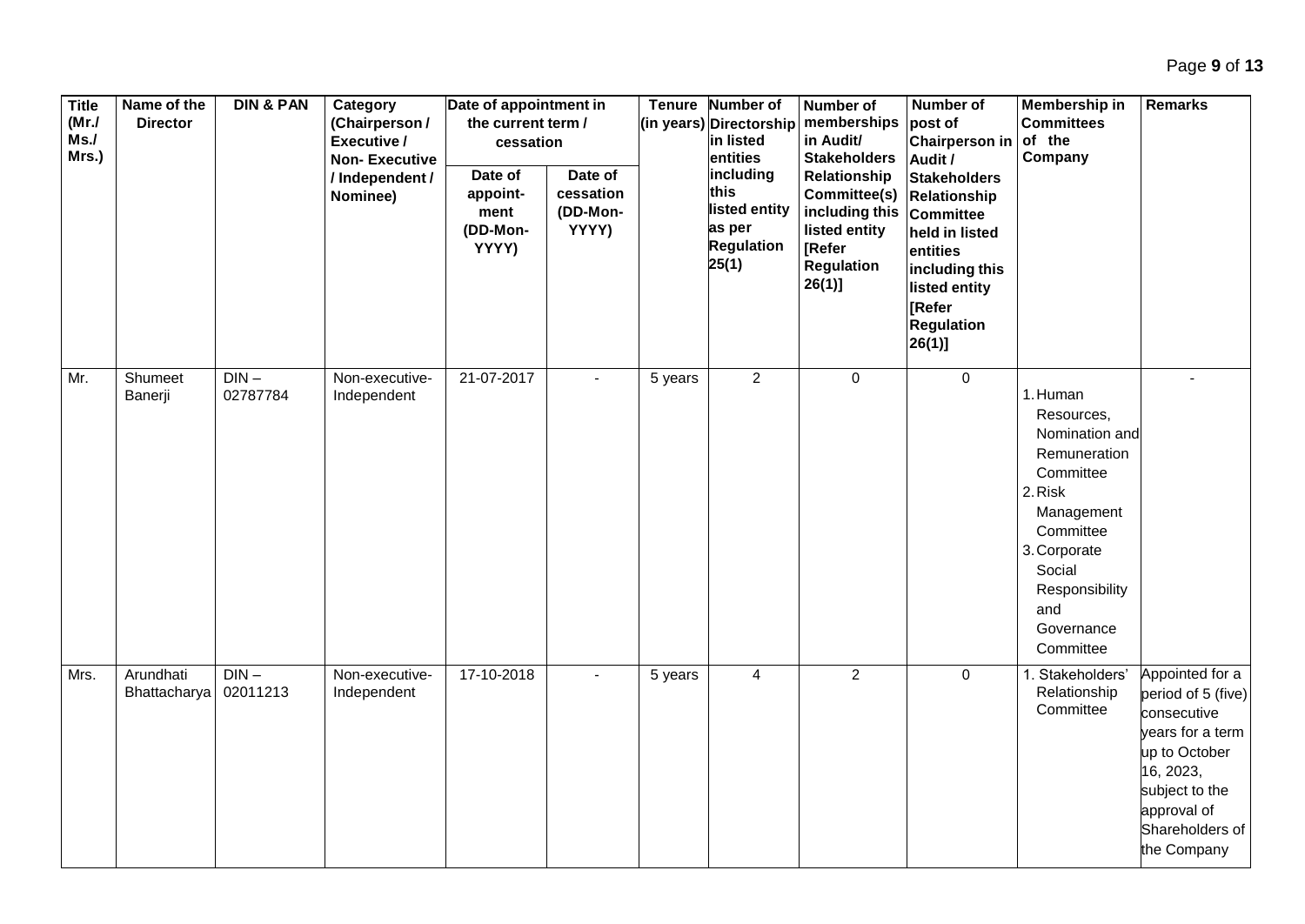| Title (Mr./ Ms./ Mrs.) | Name of the Director | DIN & PAN | Category (Chairperson / Executive / Non- Executive / Independent / Nominee) | Date of appointment in the current term / cessation | | Tenure (in years) | Number of Directorship in listed entities including this listed entity as per Regulation 25(1) | Number of memberships in Audit/ Stakeholders Relationship Committee(s) including this listed entity [Refer Regulation 26(1)] | Number of post of Chairperson in Audit / Stakeholders Relationship Committee held in listed entities including this listed entity [Refer Regulation 26(1)] | Membership in Committees of the Company | Remarks |
|---|---|---|---|---|---|---|---|---|---|---|---|
| | | | | Date of appoint-ment (DD-Mon-YYYY) | Date of cessation (DD-Mon-YYYY) | | | | | | |
| Mr. | Shumeet Banerji | DIN – 02787784 | Non-executive-Independent | 21-07-2017 | - | 5 years | 2 | 0 | 0 | 1. Human Resources, Nomination and Remuneration Committee<br>2. Risk Management Committee<br>3. Corporate Social Responsibility and Governance Committee | - |
| Mrs. | Arundhati Bhattacharya | DIN – 02011213 | Non-executive-Independent | 17-10-2018 | - | 5 years | 4 | 2 | 0 | 1. Stakeholders' Relationship Committee | Appointed for a period of 5 (five) consecutive years for a term up to October 16, 2023, subject to the approval of Shareholders of the Company |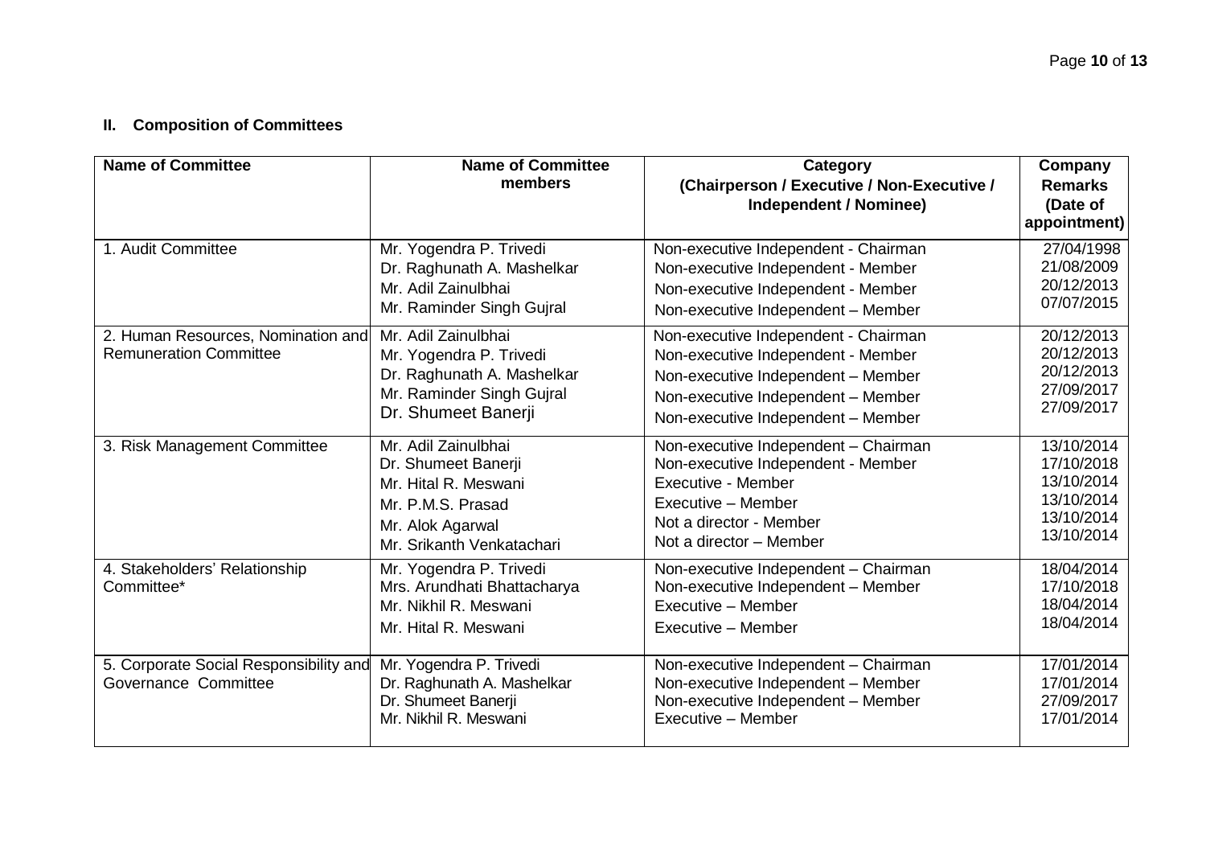## II. Composition of Committees

| Name of Committee | Name of Committee members | Category (Chairperson / Executive / Non-Executive / Independent / Nominee) | Company Remarks (Date of appointment) |
|---|---|---|---|
| 1. Audit Committee | Mr. Yogendra P. Trivedi<br>Dr. Raghunath A. Mashelkar<br>Mr. Adil Zainulbhai<br>Mr. Raminder Singh Gujral | Non-executive Independent - Chairman<br>Non-executive Independent - Member<br>Non-executive Independent - Member<br>Non-executive Independent – Member | 27/04/1998<br>21/08/2009<br>20/12/2013<br>07/07/2015 |
| 2. Human Resources, Nomination and Remuneration Committee | Mr. Adil Zainulbhai<br>Mr. Yogendra P. Trivedi<br>Dr. Raghunath A. Mashelkar<br>Mr. Raminder Singh Gujral<br>Dr. Shumeet Banerji | Non-executive Independent - Chairman<br>Non-executive Independent - Member<br>Non-executive Independent – Member<br>Non-executive Independent – Member<br>Non-executive Independent – Member | 20/12/2013<br>20/12/2013<br>20/12/2013<br>27/09/2017<br>27/09/2017 |
| 3. Risk Management Committee | Mr. Adil Zainulbhai<br>Dr. Shumeet Banerji<br>Mr. Hital R. Meswani<br>Mr. P.M.S. Prasad<br>Mr. Alok Agarwal<br>Mr. Srikanth Venkatachari | Non-executive Independent – Chairman<br>Non-executive Independent - Member<br>Executive - Member<br>Executive – Member<br>Not a director - Member<br>Not a director – Member | 13/10/2014<br>17/10/2018<br>13/10/2014<br>13/10/2014<br>13/10/2014<br>13/10/2014 |
| 4. Stakeholders' Relationship Committee* | Mr. Yogendra P. Trivedi<br>Mrs. Arundhati Bhattacharya<br>Mr. Nikhil R. Meswani<br>Mr. Hital R. Meswani | Non-executive Independent – Chairman<br>Non-executive Independent – Member<br>Executive – Member<br>Executive – Member | 18/04/2014<br>17/10/2018<br>18/04/2014<br>18/04/2014 |
| 5. Corporate Social Responsibility and Governance Committee | Mr. Yogendra P. Trivedi<br>Dr. Raghunath A. Mashelkar<br>Dr. Shumeet Banerji<br>Mr. Nikhil R. Meswani | Non-executive Independent – Chairman<br>Non-executive Independent – Member<br>Non-executive Independent – Member<br>Executive – Member | 17/01/2014<br>17/01/2014<br>27/09/2017<br>17/01/2014 |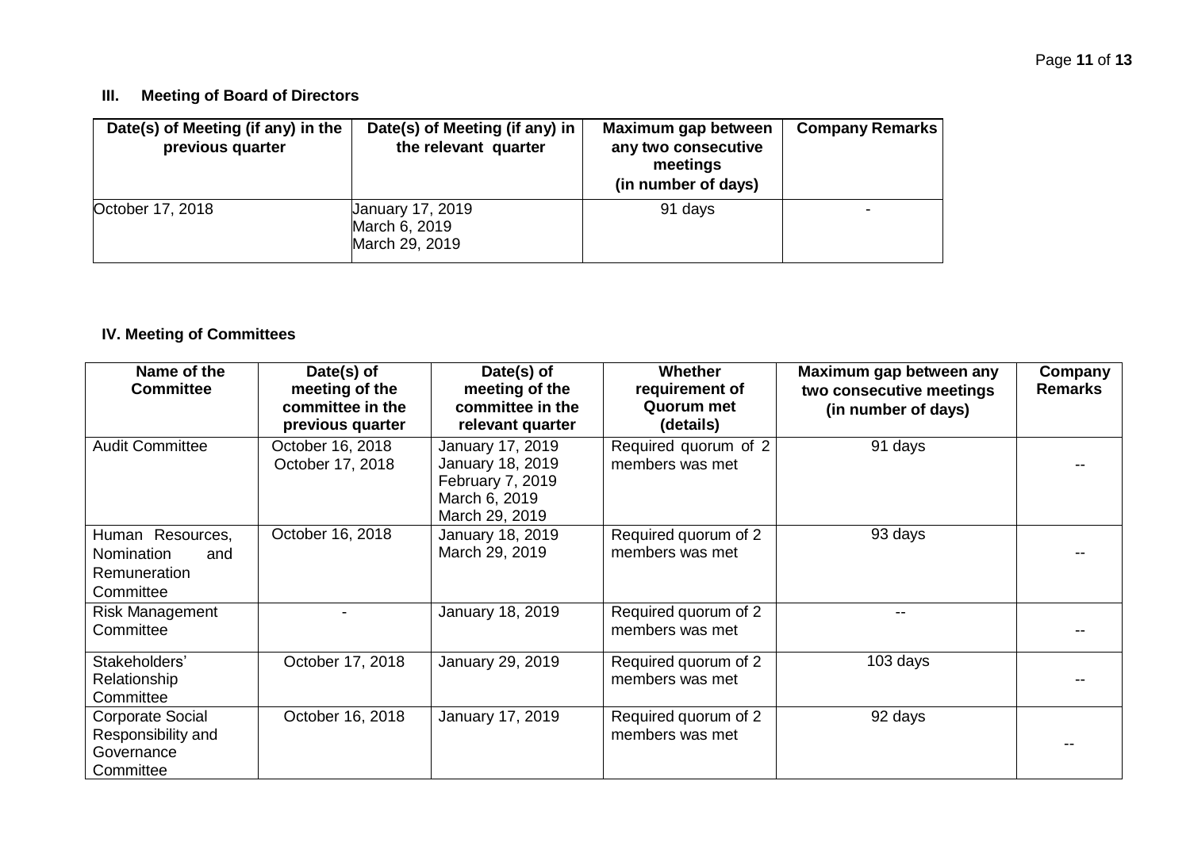### III. Meeting of Board of Directors

| Date(s) of Meeting (if any) in the previous quarter | Date(s) of Meeting (if any) in the relevant quarter | Maximum gap between any two consecutive meetings (in number of days) | Company Remarks |
|---|---|---|---|
| October 17, 2018 | January 17, 2019<br>March 6, 2019<br>March 29, 2019 | 91 days | - |

### IV. Meeting of Committees

| Name of the Committee | Date(s) of meeting of the committee in the previous quarter | Date(s) of meeting of the committee in the relevant quarter | Whether requirement of Quorum met (details) | Maximum gap between any two consecutive meetings (in number of days) | Company Remarks |
|---|---|---|---|---|---|
| Audit Committee | October 16, 2018<br>October 17, 2018 | January 17, 2019<br>January 18, 2019<br>February 7, 2019<br>March 6, 2019<br>March 29, 2019 | Required quorum of 2 members was met | 91 days | -- |
| Human Resources, Nomination and Remuneration Committee | October 16, 2018 | January 18, 2019<br>March 29, 2019 | Required quorum of 2 members was met | 93 days | -- |
| Risk Management Committee | - | January 18, 2019 | Required quorum of 2 members was met | -- | -- |
| Stakeholders' Relationship Committee | October 17, 2018 | January 29, 2019 | Required quorum of 2 members was met | 103 days | -- |
| Corporate Social Responsibility and Governance Committee | October 16, 2018 | January 17, 2019 | Required quorum of 2 members was met | 92 days | -- |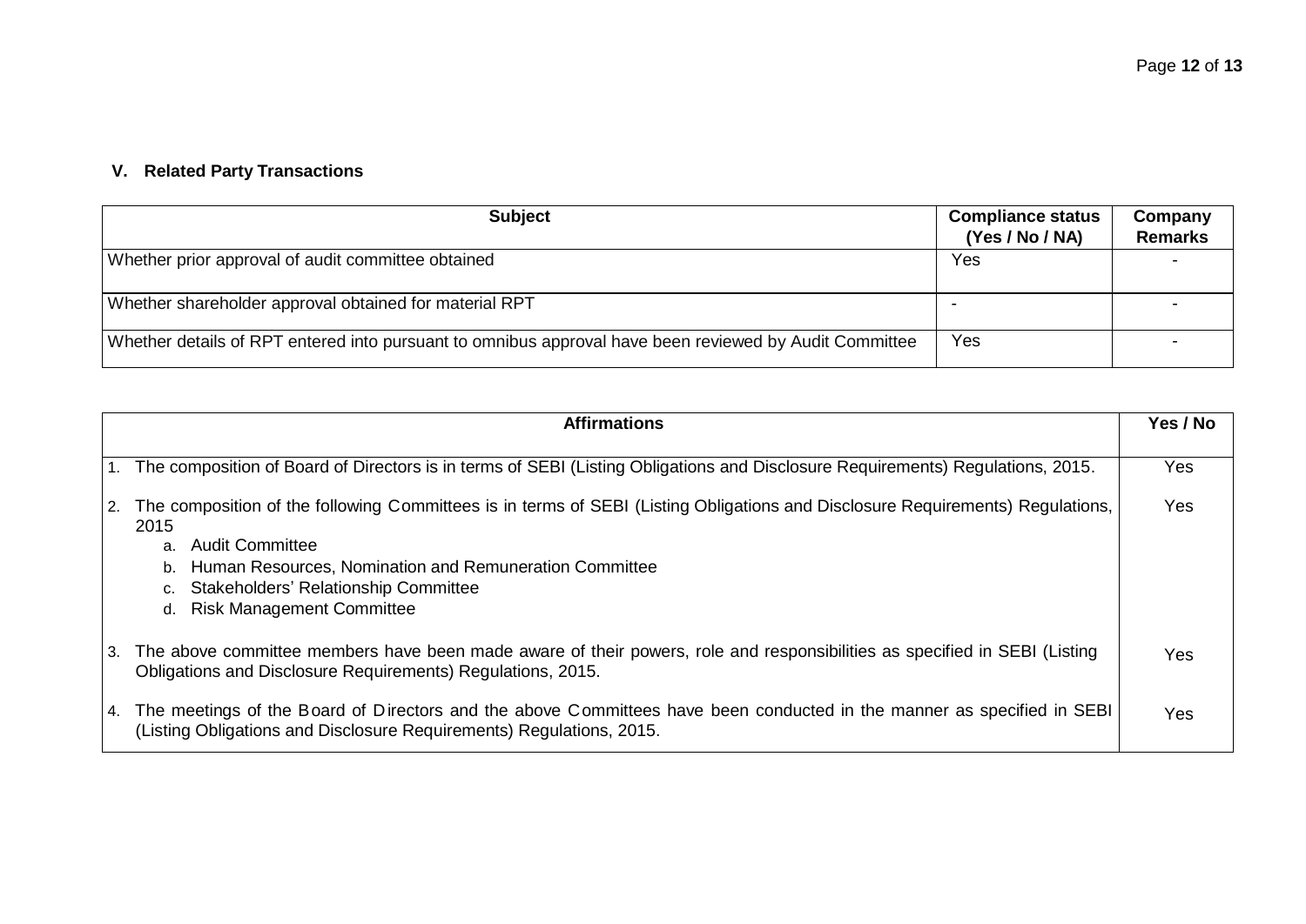### V. Related Party Transactions

| Subject | Compliance status (Yes / No / NA) | Company Remarks |
|---|---|---|
| Whether prior approval of audit committee obtained | Yes | - |
| Whether shareholder approval obtained for material RPT | - | - |
| Whether details of RPT entered into pursuant to omnibus approval have been reviewed by Audit Committee | Yes | - |

| Affirmations | Yes / No |
|---|---|
| 1. The composition of Board of Directors is in terms of SEBI (Listing Obligations and Disclosure Requirements) Regulations, 2015. | Yes |
| 2. The composition of the following Committees is in terms of SEBI (Listing Obligations and Disclosure Requirements) Regulations, 2015<br>a. Audit Committee<br>b. Human Resources, Nomination and Remuneration Committee<br>c. Stakeholders' Relationship Committee<br>d. Risk Management Committee | Yes |
| 3. The above committee members have been made aware of their powers, role and responsibilities as specified in SEBI (Listing Obligations and Disclosure Requirements) Regulations, 2015. | Yes |
| 4. The meetings of the Board of Directors and the above Committees have been conducted in the manner as specified in SEBI (Listing Obligations and Disclosure Requirements) Regulations, 2015. | Yes |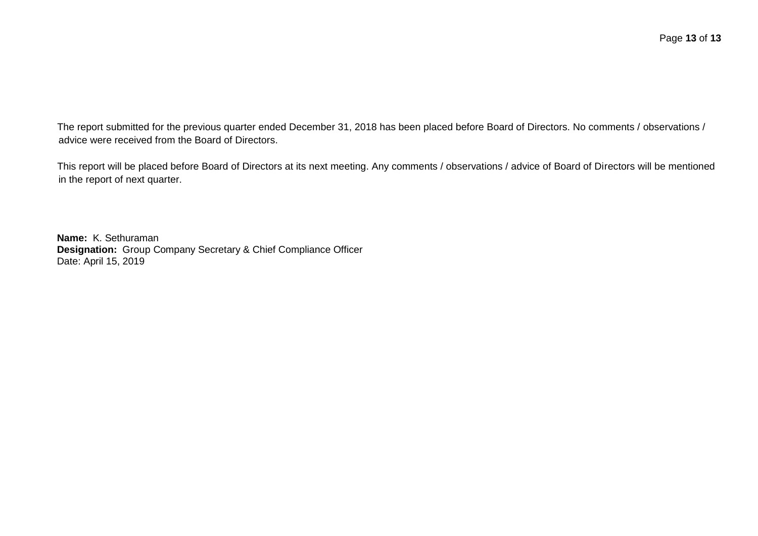The report submitted for the previous quarter ended December 31, 2018 has been placed before Board of Directors. No comments / observations / advice were received from the Board of Directors.

This report will be placed before Board of Directors at its next meeting. Any comments / observations / advice of Board of Directors will be mentioned in the report of next quarter.

**Name:** K. Sethuraman
**Designation:** Group Company Secretary & Chief Compliance Officer
Date: April 15, 2019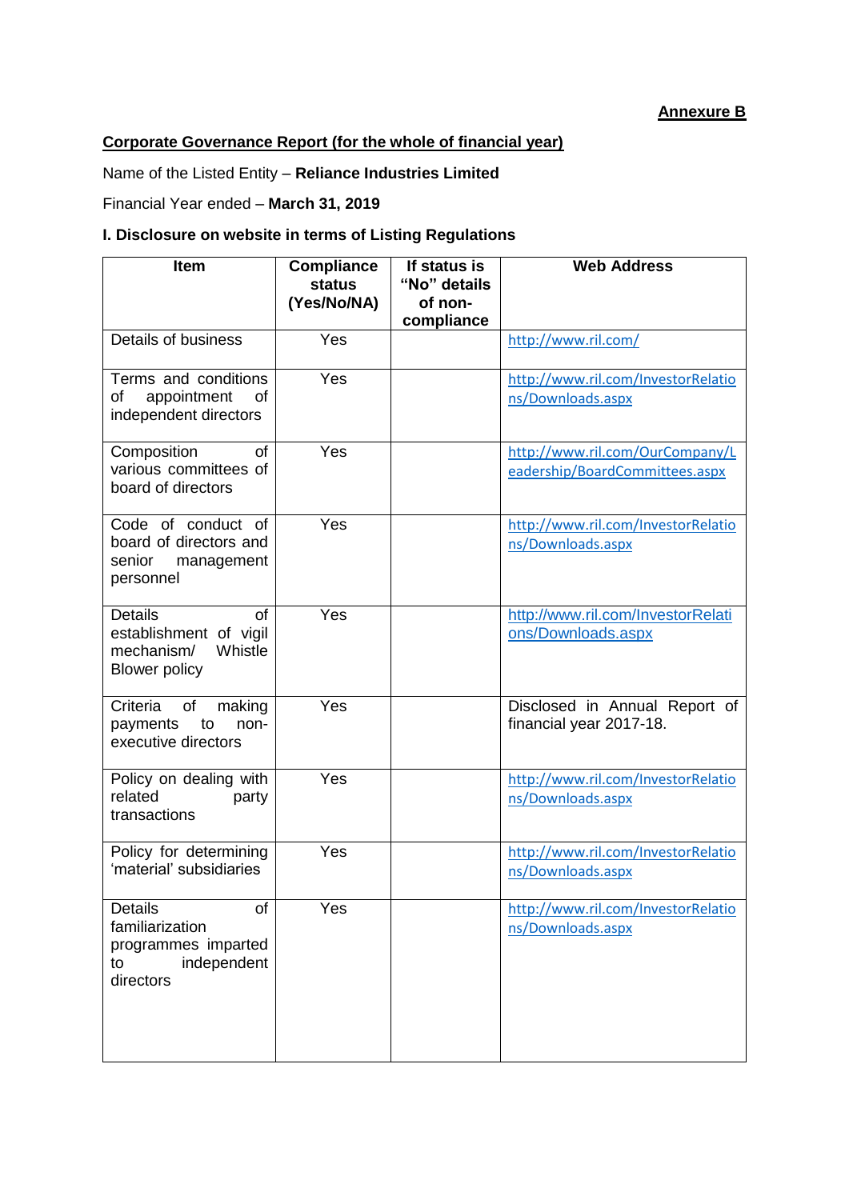**Annexure B**

**Corporate Governance Report (for the whole of financial year)**

Name of the Listed Entity – **Reliance Industries Limited**

Financial Year ended – **March 31, 2019**

**I. Disclosure on website in terms of Listing Regulations**

| Item | Compliance status (Yes/No/NA) | If status is "No" details of non-compliance | Web Address |
|---|---|---|---|
| Details of business | Yes | | http://www.ril.com/ |
| Terms and conditions of appointment of independent directors | Yes | | http://www.ril.com/InvestorRelations/Downloads.aspx |
| Composition of various committees of board of directors | Yes | | http://www.ril.com/OurCompany/Leadership/BoardCommittees.aspx |
| Code of conduct of board of directors and senior management personnel | Yes | | http://www.ril.com/InvestorRelations/Downloads.aspx |
| Details of establishment of vigil mechanism/ Whistle Blower policy | Yes | | http://www.ril.com/InvestorRelations/Downloads.aspx |
| Criteria of making payments to non-executive directors | Yes | | Disclosed in Annual Report of financial year 2017-18. |
| Policy on dealing with related party transactions | Yes | | http://www.ril.com/InvestorRelations/Downloads.aspx |
| Policy for determining 'material' subsidiaries | Yes | | http://www.ril.com/InvestorRelations/Downloads.aspx |
| Details of familiarization programmes imparted to independent directors | Yes | | http://www.ril.com/InvestorRelations/Downloads.aspx |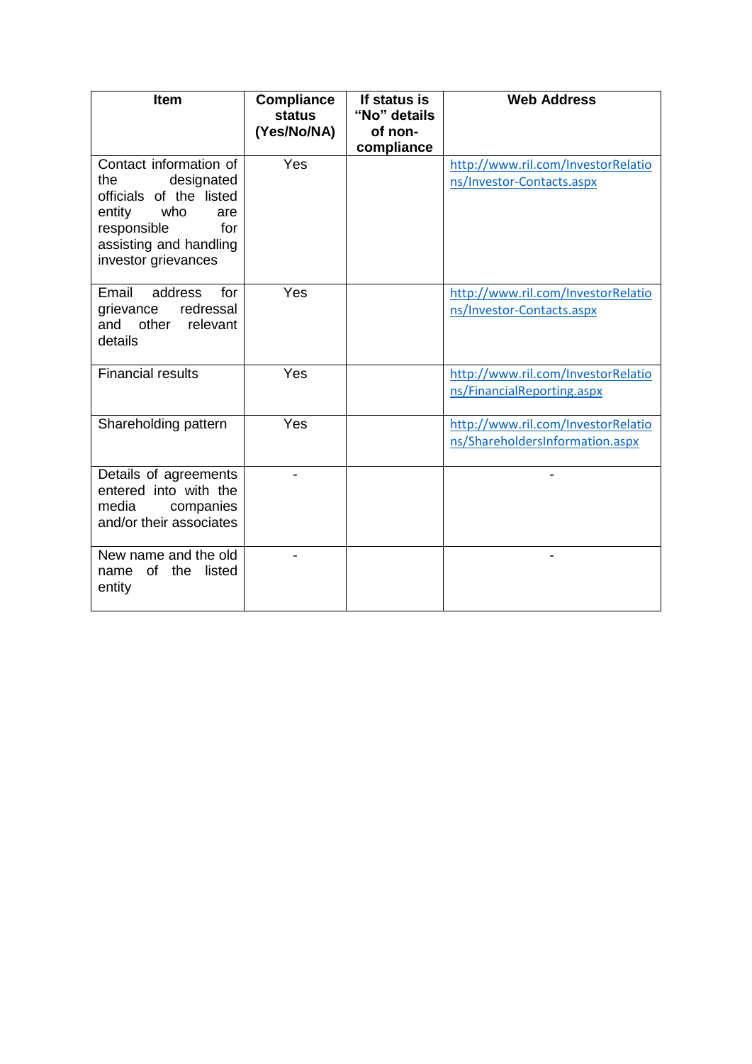| Item | Compliance status (Yes/No/NA) | If status is "No" details of non-compliance | Web Address |
|---|---|---|---|
| Contact information of the designated officials of the listed entity who are responsible for assisting and handling investor grievances | Yes | | http://www.ril.com/InvestorRelations/Investor-Contacts.aspx |
| Email address for grievance redressal and other relevant details | Yes | | http://www.ril.com/InvestorRelations/Investor-Contacts.aspx |
| Financial results | Yes | | http://www.ril.com/InvestorRelations/FinancialReporting.aspx |
| Shareholding pattern | Yes | | http://www.ril.com/InvestorRelations/ShareholdersInformation.aspx |
| Details of agreements entered into with the media companies and/or their associates | - | | - |
| New name and the old name of the listed entity | - | | - |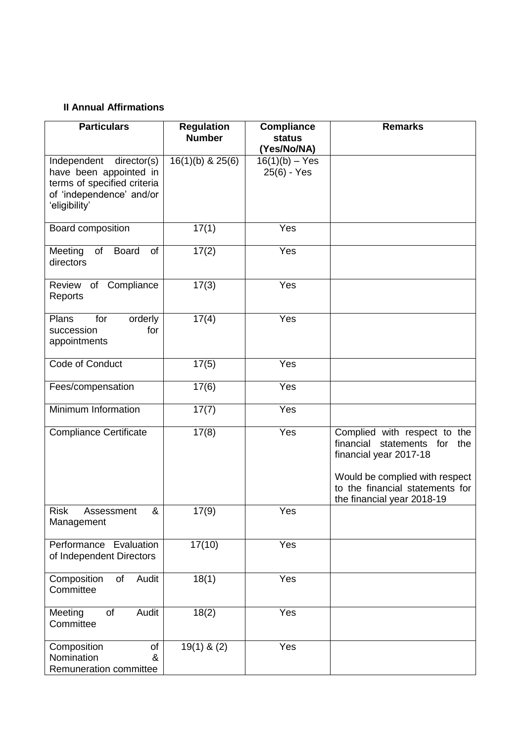**II Annual Affirmations**

| Particulars | Regulation Number | Compliance status (Yes/No/NA) | Remarks |
|---|---|---|---|
| Independent director(s) have been appointed in terms of specified criteria of 'independence' and/or 'eligibility' | 16(1)(b) & 25(6) | 16(1)(b) – Yes<br>25(6) - Yes | |
| Board composition | 17(1) | Yes | |
| Meeting of Board of directors | 17(2) | Yes | |
| Review of Compliance Reports | 17(3) | Yes | |
| Plans for orderly succession for appointments | 17(4) | Yes | |
| Code of Conduct | 17(5) | Yes | |
| Fees/compensation | 17(6) | Yes | |
| Minimum Information | 17(7) | Yes | |
| Compliance Certificate | 17(8) | Yes | Complied with respect to the financial statements for the financial year 2017-18<br><br>Would be complied with respect to the financial statements for the financial year 2018-19 |
| Risk Assessment & Management | 17(9) | Yes | |
| Performance Evaluation of Independent Directors | 17(10) | Yes | |
| Composition of Audit Committee | 18(1) | Yes | |
| Meeting of Audit Committee | 18(2) | Yes | |
| Composition of Nomination & Remuneration committee | 19(1) & (2) | Yes | |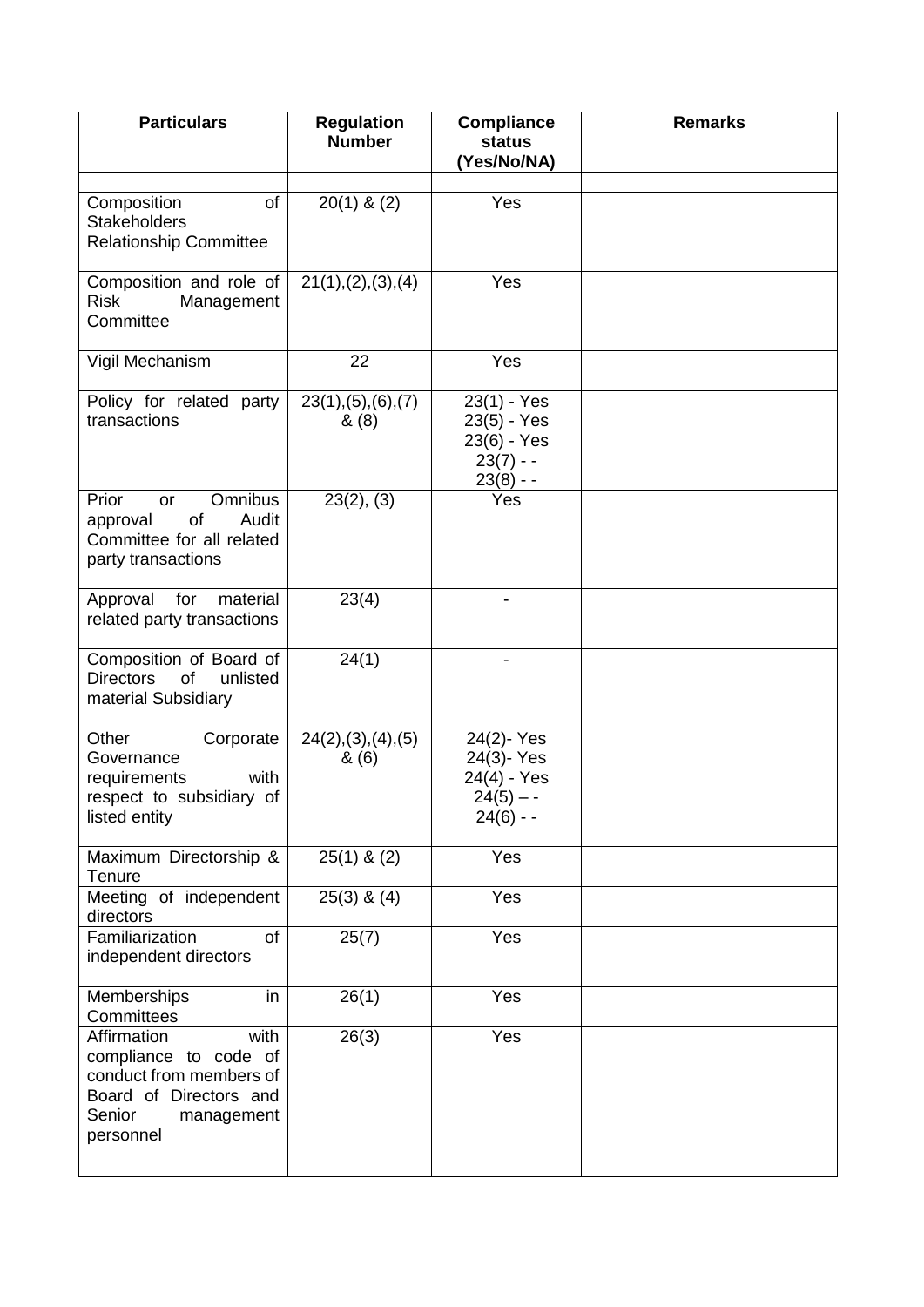| Particulars | Regulation Number | Compliance status (Yes/No/NA) | Remarks |
|---|---|---|---|
| | | | |
| Composition of Stakeholders Relationship Committee | 20(1) & (2) | Yes | |
| Composition and role of Risk Management Committee | 21(1),(2),(3),(4) | Yes | |
| Vigil Mechanism | 22 | Yes | |
| Policy for related party transactions | 23(1),(5),(6),(7) & (8) | 23(1) - Yes<br>23(5) - Yes<br>23(6) - Yes<br>23(7) - -<br>23(8) - - | |
| Prior or Omnibus approval of Audit Committee for all related party transactions | 23(2), (3) | Yes | |
| Approval for material related party transactions | 23(4) | - | |
| Composition of Board of Directors of unlisted material Subsidiary | 24(1) | - | |
| Other Corporate Governance requirements with respect to subsidiary of listed entity | 24(2),(3),(4),(5) & (6) | 24(2)- Yes<br>24(3)- Yes<br>24(4) - Yes<br>24(5) – -<br>24(6) - - | |
| Maximum Directorship & Tenure | 25(1) & (2) | Yes | |
| Meeting of independent directors | 25(3) & (4) | Yes | |
| Familiarization of independent directors | 25(7) | Yes | |
| Memberships in Committees | 26(1) | Yes | |
| Affirmation with compliance to code of conduct from members of Board of Directors and Senior management personnel | 26(3) | Yes | |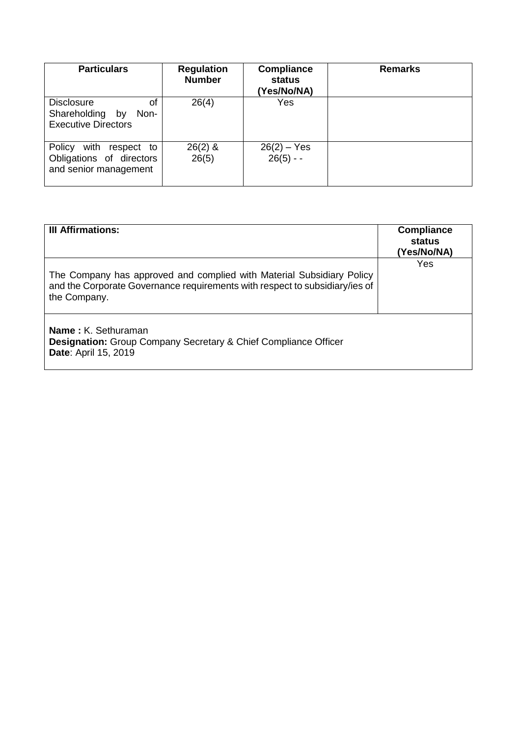| Particulars | Regulation Number | Compliance status (Yes/No/NA) | Remarks |
|---|---|---|---|
| Disclosure of Shareholding by Non-Executive Directors | 26(4) | Yes | |
| Policy with respect to Obligations of directors and senior management | 26(2) & 26(5) | 26(2) – Yes<br>26(5) - - | |

| III Affirmations: | Compliance status (Yes/No/NA) |
|---|---|
| The Company has approved and complied with Material Subsidiary Policy and the Corporate Governance requirements with respect to subsidiary/ies of the Company. | Yes |

**Name :** K. Sethuraman
**Designation:** Group Company Secretary & Chief Compliance Officer
**Date**: April 15, 2019